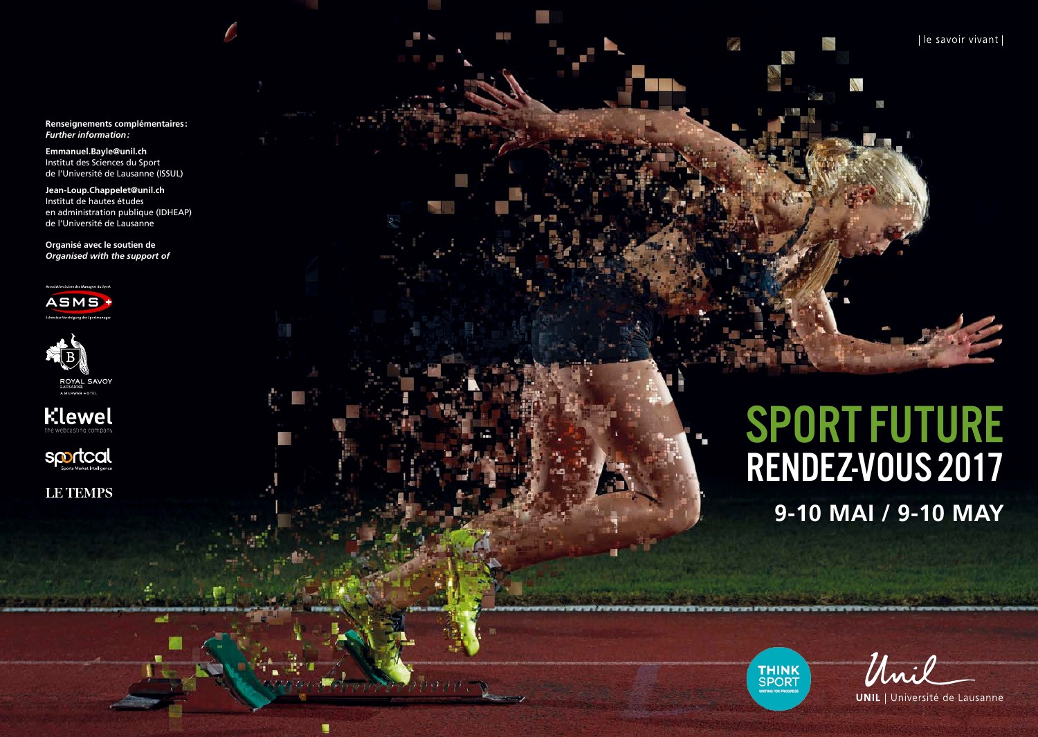| le savoir vivant |

**Renseignements complémentaires:**
***Further information:***

**Emmanuel.Bayle@unil.ch**
Institut des Sciences du Sport
de l'Université de Lausanne (ISSUL)

**Jean-Loup.Chappelet@unil.ch**
Institut de hautes études
en administration publique (IDHEAP)
de l'Université de Lausanne

**Organisé avec le soutien de**
***Organised with the support of***

ASMS – Association Suisse des Managers du Sport / Schweizer Vereinigung der Sportmanager

ROYAL SAVOY LAUSANNE – A MURWAB HOTEL

Klewel – the webcasting company

sportcal – Sports Market Intelligence

LE TEMPS

# SPORT FUTURE
## RENDEZ-VOUS 2017

### 9-10 MAI / 9-10 MAY

THINK SPORT – UNITING FOR PROGRESS

**UNIL** | Université de Lausanne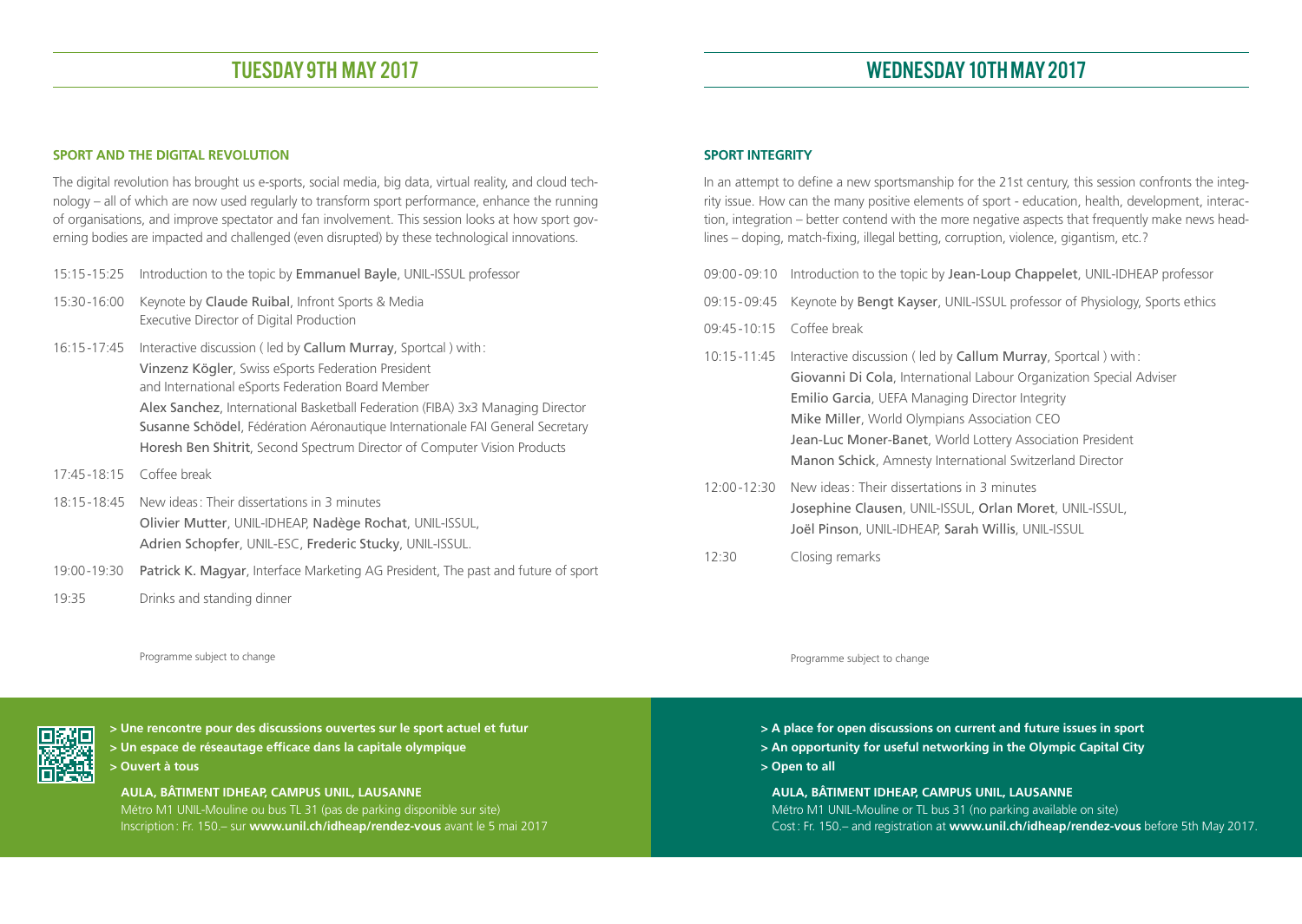## TUESDAY 9TH MAY 2017

### SPORT AND THE DIGITAL REVOLUTION

The digital revolution has brought us e-sports, social media, big data, virtual reality, and cloud technology – all of which are now used regularly to transform sport performance, enhance the running of organisations, and improve spectator and fan involvement. This session looks at how sport governing bodies are impacted and challenged (even disrupted) by these technological innovations.

15:15-15:25 Introduction to the topic by Emmanuel Bayle, UNIL-ISSUL professor

15:30-16:00 Keynote by Claude Ruibal, Infront Sports & Media Executive Director of Digital Production

16:15-17:45 Interactive discussion ( led by Callum Murray, Sportcal ) with:
Vinzenz Kögler, Swiss eSports Federation President and International eSports Federation Board Member
Alex Sanchez, International Basketball Federation (FIBA) 3x3 Managing Director
Susanne Schödel, Fédération Aéronautique Internationale FAI General Secretary
Horesh Ben Shitrit, Second Spectrum Director of Computer Vision Products

17:45-18:15 Coffee break

18:15-18:45 New ideas: Their dissertations in 3 minutes
Olivier Mutter, UNIL-IDHEAP, Nadège Rochat, UNIL-ISSUL,
Adrien Schopfer, UNIL-ESC, Frederic Stucky, UNIL-ISSUL.

19:00-19:30 Patrick K. Magyar, Interface Marketing AG President, The past and future of sport

19:35 Drinks and standing dinner

Programme subject to change

## WEDNESDAY 10TH MAY 2017

### SPORT INTEGRITY

In an attempt to define a new sportsmanship for the 21st century, this session confronts the integrity issue. How can the many positive elements of sport - education, health, development, interaction, integration – better contend with the more negative aspects that frequently make news headlines – doping, match-fixing, illegal betting, corruption, violence, gigantism, etc.?

09:00-09:10 Introduction to the topic by Jean-Loup Chappelet, UNIL-IDHEAP professor

09:15-09:45 Keynote by Bengt Kayser, UNIL-ISSUL professor of Physiology, Sports ethics

09:45-10:15 Coffee break

10:15-11:45 Interactive discussion ( led by Callum Murray, Sportcal ) with:
Giovanni Di Cola, International Labour Organization Special Adviser
Emilio Garcia, UEFA Managing Director Integrity
Mike Miller, World Olympians Association CEO
Jean-Luc Moner-Banet, World Lottery Association President
Manon Schick, Amnesty International Switzerland Director

12:00-12:30 New ideas: Their dissertations in 3 minutes
Josephine Clausen, UNIL-ISSUL, Orlan Moret, UNIL-ISSUL,
Joël Pinson, UNIL-IDHEAP, Sarah Willis, UNIL-ISSUL

12:30 Closing remarks

Programme subject to change

**> Une rencontre pour des discussions ouvertes sur le sport actuel et futur**
**> Un espace de réseautage efficace dans la capitale olympique**
**> Ouvert à tous**

**AULA, BÂTIMENT IDHEAP, CAMPUS UNIL, LAUSANNE**
Métro M1 UNIL-Mouline ou bus TL 31 (pas de parking disponible sur site)
Inscription: Fr. 150.– sur **www.unil.ch/idheap/rendez-vous** avant le 5 mai 2017

**> A place for open discussions on current and future issues in sport**
**> An opportunity for useful networking in the Olympic Capital City**
**> Open to all**

**AULA, BÂTIMENT IDHEAP, CAMPUS UNIL, LAUSANNE**
Métro M1 UNIL-Mouline or TL bus 31 (no parking available on site)
Cost: Fr. 150.– and registration at **www.unil.ch/idheap/rendez-vous** before 5th May 2017.